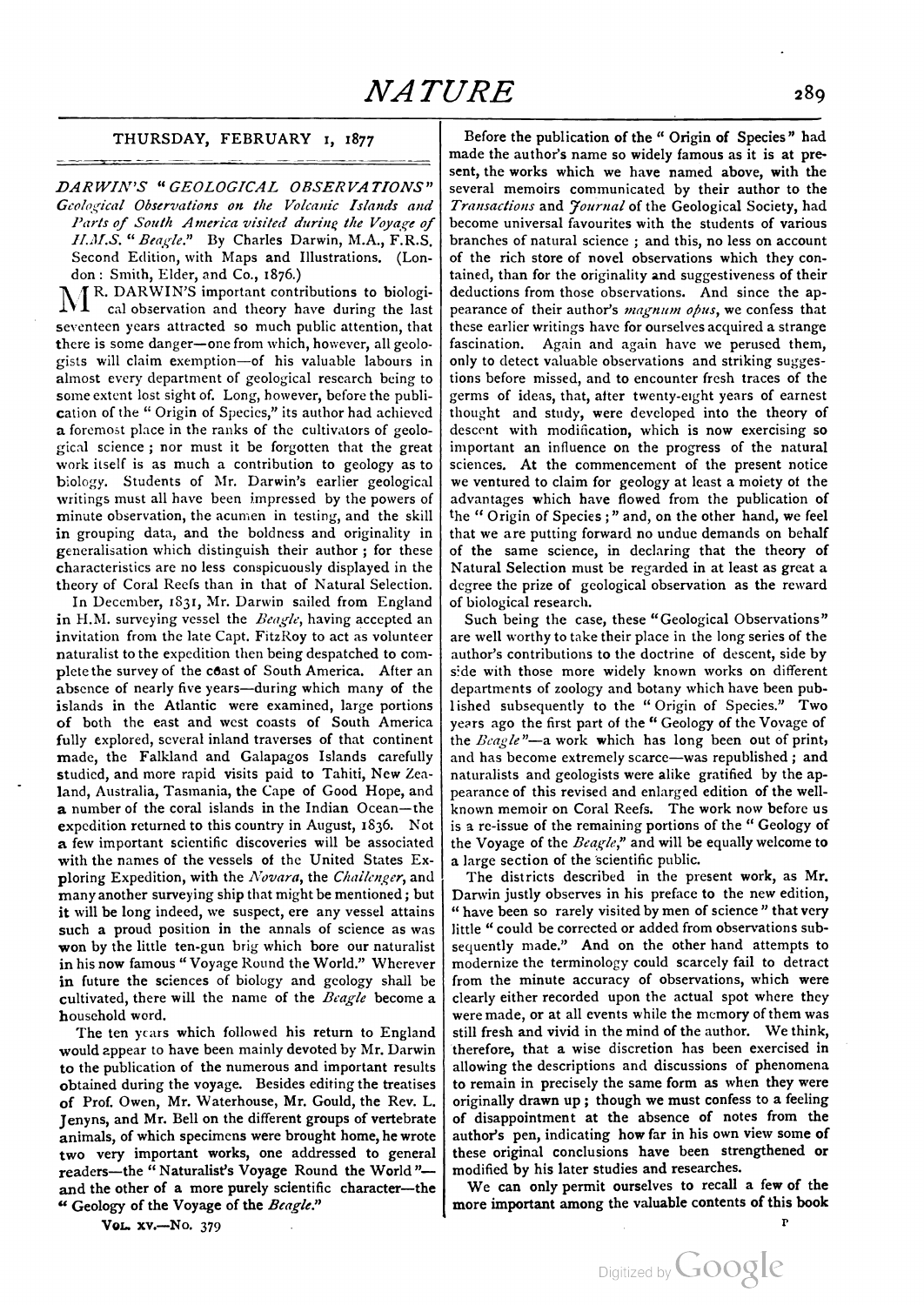THURSDAY, FEBRUARY 1, 1877

## DARWIN'S "GEOLOGICAL OBSERVATIONS"

*Geological Observations on the Volcanic Islands and Parts of South America visited during the Voyage of H.M.S. "Beagle."* By Charles Darwin, M.A., F.R.S. Second Edition, with Maps and Illustrations. (London: Smith, Elder, and Co., 1876.)

MR. DARWIN'S important contributions to biological observation and theory have during the last seventeen years attracted so much public attention, that there is some danger—one from which, however, all geologists will claim exemption—of his valuable labours in almost every department of geological research being to some extent lost sight of. Long, however, before the publication of the "Origin of Species," its author had achieved a foremost place in the ranks of the cultivators of geological science; nor must it be forgotten that the great work itself is as much a contribution to geology as to biology. Students of Mr. Darwin's earlier geological writings must all have been impressed by the powers of minute observation, the acumen in testing, and the skill in grouping data, and the boldness and originality in generalisation which distinguish their author; for these characteristics are no less conspicuously displayed in the theory of Coral Reefs than in that of Natural Selection.

In December, 1831, Mr. Darwin sailed from England in H.M. surveying vessel the *Beagle*, having accepted an invitation from the late Capt. FitzRoy to act as volunteer naturalist to the expedition then being despatched to complete the survey of the coast of South America. After an absence of nearly five years—during which many of the islands in the Atlantic were examined, large portions of both the east and west coasts of South America fully explored, several inland traverses of that continent made, the Falkland and Galapagos Islands carefully studied, and more rapid visits paid to Tahiti, New Zealand, Australia, Tasmania, the Cape of Good Hope, and a number of the coral islands in the Indian Ocean—the expedition returned to this country in August, 1836. Not a few important scientific discoveries will be associated with the names of the vessels of the United States Exploring Expedition, with the *Novara*, the *Challenger*, and many another surveying ship that might be mentioned; but it will be long indeed, we suspect, ere any vessel attains such a proud position in the annals of science as was won by the little ten-gun brig which bore our naturalist in his now famous "Voyage Round the World." Wherever in future the sciences of biology and geology shall be cultivated, there will the name of the *Beagle* become a household word.

The ten years which followed his return to England would appear to have been mainly devoted by Mr. Darwin to the publication of the numerous and important results obtained during the voyage. Besides editing the treatises of Prof. Owen, Mr. Waterhouse, Mr. Gould, the Rev. L. Jenyns, and Mr. Bell on the different groups of vertebrate animals, of which specimens were brought home, he wrote two very important works, one addressed to general readers—the "Naturalist's Voyage Round the World"—and the other of a more purely scientific character—the "Geology of the Voyage of the *Beagle*."

Before the publication of the "Origin of Species" had made the author's name so widely famous as it is at present, the works which we have named above, with the several memoirs communicated by their author to the *Transactions* and *Journal* of the Geological Society, had become universal favourites with the students of various branches of natural science; and this, no less on account of the rich store of novel observations which they contained, than for the originality and suggestiveness of their deductions from those observations. And since the appearance of their author's *magnum opus*, we confess that these earlier writings have for ourselves acquired a strange fascination. Again and again have we perused them, only to detect valuable observations and striking suggestions before missed, and to encounter fresh traces of the germs of ideas, that, after twenty-eight years of earnest thought and study, were developed into the theory of descent with modification, which is now exercising so important an influence on the progress of the natural sciences. At the commencement of the present notice we ventured to claim for geology at least a moiety of the advantages which have flowed from the publication of the "Origin of Species;" and, on the other hand, we feel that we are putting forward no undue demands on behalf of the same science, in declaring that the theory of Natural Selection must be regarded in at least as great a degree the prize of geological observation as the reward of biological research.

Such being the case, these "Geological Observations" are well worthy to take their place in the long series of the author's contributions to the doctrine of descent, side by side with those more widely known works on different departments of zoology and botany which have been published subsequently to the "Origin of Species." Two years ago the first part of the "Geology of the Voyage of the *Beagle*"—a work which has long been out of print, and has become extremely scarce—was republished; and naturalists and geologists were alike gratified by the appearance of this revised and enlarged edition of the well-known memoir on Coral Reefs. The work now before us is a re-issue of the remaining portions of the "Geology of the Voyage of the *Beagle*," and will be equally welcome to a large section of the scientific public.

The districts described in the present work, as Mr. Darwin justly observes in his preface to the new edition, "have been so rarely visited by men of science" that very little "could be corrected or added from observations subsequently made." And on the other hand attempts to modernize the terminology could scarcely fail to detract from the minute accuracy of observations, which were clearly either recorded upon the actual spot where they were made, or at all events while the memory of them was still fresh and vivid in the mind of the author. We think, therefore, that a wise discretion has been exercised in allowing the descriptions and discussions of phenomena to remain in precisely the same form as when they were originally drawn up; though we must confess to a feeling of disappointment at the absence of notes from the author's pen, indicating how far in his own view some of these original conclusions have been strengthened or modified by his later studies and researches.

We can only permit ourselves to recall a few of the more important among the valuable contents of this book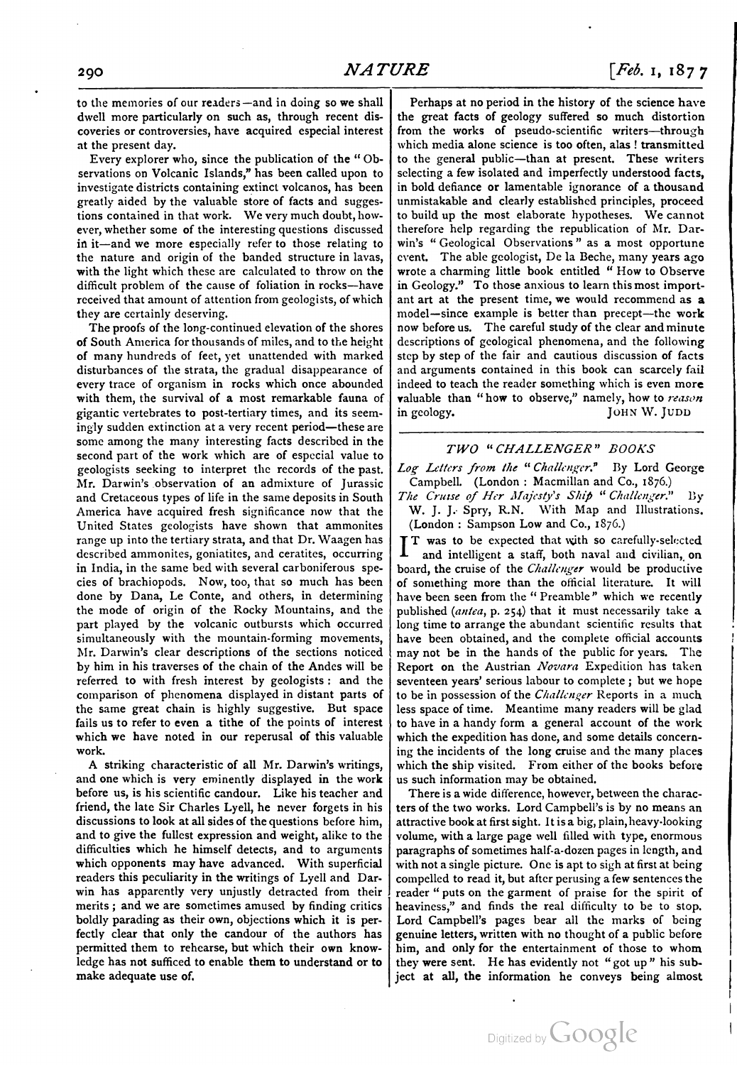to the memories of our readers—and in doing so we shall dwell more particularly on such as, through recent discoveries or controversies, have acquired especial interest at the present day.

Every explorer who, since the publication of the "Observations on Volcanic Islands," has been called upon to investigate districts containing extinct volcanos, has been greatly aided by the valuable store of facts and suggestions contained in that work. We very much doubt, however, whether some of the interesting questions discussed in it—and we more especially refer to those relating to the nature and origin of the banded structure in lavas, with the light which these are calculated to throw on the difficult problem of the cause of foliation in rocks—have received that amount of attention from geologists, of which they are certainly deserving.

The proofs of the long-continued elevation of the shores of South America for thousands of miles, and to the height of many hundreds of feet, yet unattended with marked disturbances of the strata, the gradual disappearance of every trace of organism in rocks which once abounded with them, the survival of a most remarkable fauna of gigantic vertebrates to post-tertiary times, and its seemingly sudden extinction at a very recent period—these are some among the many interesting facts described in the second part of the work which are of especial value to geologists seeking to interpret the records of the past. Mr. Darwin's observation of an admixture of Jurassic and Cretaceous types of life in the same deposits in South America have acquired fresh significance now that the United States geologists have shown that ammonites range up into the tertiary strata, and that Dr. Waagen has described ammonites, goniatites, and ceratites, occurring in India, in the same bed with several carboniferous species of brachiopods. Now, too, that so much has been done by Dana, Le Conte, and others, in determining the mode of origin of the Rocky Mountains, and the part played by the volcanic outbursts which occurred simultaneously with the mountain-forming movements, Mr. Darwin's clear descriptions of the sections noticed by him in his traverses of the chain of the Andes will be referred to with fresh interest by geologists: and the comparison of phenomena displayed in distant parts of the same great chain is highly suggestive. But space fails us to refer to even a tithe of the points of interest which we have noted in our reperusal of this valuable work.

A striking characteristic of all Mr. Darwin's writings, and one which is very eminently displayed in the work before us, is his scientific candour. Like his teacher and friend, the late Sir Charles Lyell, he never forgets in his discussions to look at all sides of the questions before him, and to give the fullest expression and weight, alike to the difficulties which he himself detects, and to arguments which opponents may have advanced. With superficial readers this peculiarity in the writings of Lyell and Darwin has apparently very unjustly detracted from their merits; and we are sometimes amused by finding critics boldly parading as their own, objections which it is perfectly clear that only the candour of the authors has permitted them to rehearse, but which their own knowledge has not sufficed to enable them to understand or to make adequate use of.

Perhaps at no period in the history of the science have the great facts of geology suffered so much distortion from the works of pseudo-scientific writers—through which media alone science is too often, alas! transmitted to the general public—than at present. These writers selecting a few isolated and imperfectly understood facts, in bold defiance or lamentable ignorance of a thousand unmistakable and clearly established principles, proceed to build up the most elaborate hypotheses. We cannot therefore help regarding the republication of Mr. Darwin's "Geological Observations" as a most opportune event. The able geologist, De la Beche, many years ago wrote a charming little book entitled "How to Observe in Geology." To those anxious to learn this most important art at the present time, we would recommend as **a** model—since example is better than precept—the work now before us. The careful study of the clear and minute descriptions of geological phenomena, and the following step by step of the fair and cautious discussion of facts and arguments contained in this book can scarcely fail indeed to teach the reader something which is even more valuable than "how to observe," namely, how to *reason* in geology.

JOHN W. JUDD

## TWO "CHALLENGER" BOOKS

*Log Letters from the "Challenger."* By Lord George Campbell. (London: Macmillan and Co., 1876.)

*The Cruise of Her Majesty's Ship "Challenger."* By W. J. J. Spry, R.N. With Map and Illustrations. (London: Sampson Low and Co., 1876.)

IT was to be expected that with so carefully-selected and intelligent a staff, both naval and civilian, on board, the cruise of the *Challenger* would be productive of something more than the official literature. It will have been seen from the "Preamble" which we recently published (*antea*, p. 254) that it must necessarily take a long time to arrange the abundant scientific results that have been obtained, and the complete official accounts may not be in the hands of the public for years. The Report on the Austrian *Novara* Expedition has taken seventeen years' serious labour to complete; but we hope to be in possession of the *Challenger* Reports in a much less space of time. Meantime many readers will be glad to have in a handy form a general account of the work which the expedition has done, and some details concerning the incidents of the long cruise and the many places which the ship visited. From either of the books before us such information may be obtained.

There is a wide difference, however, between the characters of the two works. Lord Campbell's is by no means an attractive book at first sight. It is a big, plain, heavy-looking volume, with a large page well filled with type, enormous paragraphs of sometimes half-a-dozen pages in length, and with not a single picture. One is apt to sigh at first at being compelled to read it, but after perusing a few sentences the reader "puts on the garment of praise for the spirit of heaviness," and finds the real difficulty to be to stop. Lord Campbell's pages bear all the marks of being genuine letters, written with no thought of a public before him, and only for the entertainment of those to whom they were sent. He has evidently not "got up" his subject at all, the information he conveys being almost